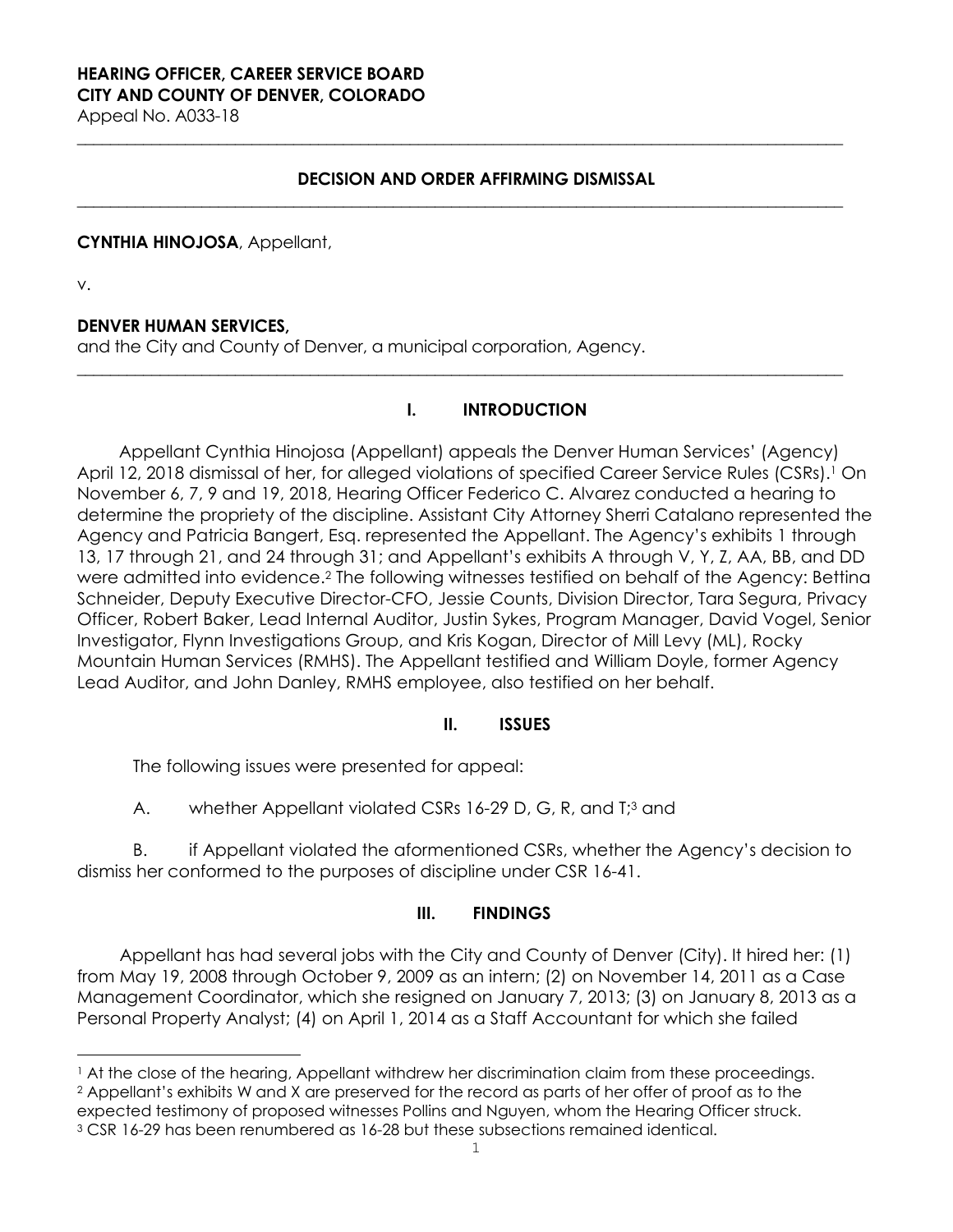**HEARING OFFICER, CAREER SERVICE BOARD**
**CITY AND COUNTY OF DENVER, COLORADO**
Appeal No. A033-18

---

**DECISION AND ORDER AFFIRMING DISMISSAL**

---

**CYNTHIA HINOJOSA**, Appellant,

v.

**DENVER HUMAN SERVICES,**
and the City and County of Denver, a municipal corporation, Agency.

---

## I. INTRODUCTION

Appellant Cynthia Hinojosa (Appellant) appeals the Denver Human Services' (Agency) April 12, 2018 dismissal of her, for alleged violations of specified Career Service Rules (CSRs).[1] On November 6, 7, 9 and 19, 2018, Hearing Officer Federico C. Alvarez conducted a hearing to determine the propriety of the discipline. Assistant City Attorney Sherri Catalano represented the Agency and Patricia Bangert, Esq. represented the Appellant. The Agency's exhibits 1 through 13, 17 through 21, and 24 through 31; and Appellant's exhibits A through V, Y, Z, AA, BB, and DD were admitted into evidence.[2] The following witnesses testified on behalf of the Agency: Bettina Schneider, Deputy Executive Director-CFO, Jessie Counts, Division Director, Tara Segura, Privacy Officer, Robert Baker, Lead Internal Auditor, Justin Sykes, Program Manager, David Vogel, Senior Investigator, Flynn Investigations Group, and Kris Kogan, Director of Mill Levy (ML), Rocky Mountain Human Services (RMHS). The Appellant testified and William Doyle, former Agency Lead Auditor, and John Danley, RMHS employee, also testified on her behalf.

## II. ISSUES

The following issues were presented for appeal:

A. whether Appellant violated CSRs 16-29 D, G, R, and T;[3] and

B. if Appellant violated the aforementioned CSRs, whether the Agency's decision to dismiss her conformed to the purposes of discipline under CSR 16-41.

## III. FINDINGS

Appellant has had several jobs with the City and County of Denver (City). It hired her: (1) from May 19, 2008 through October 9, 2009 as an intern; (2) on November 14, 2011 as a Case Management Coordinator, which she resigned on January 7, 2013; (3) on January 8, 2013 as a Personal Property Analyst; (4) on April 1, 2014 as a Staff Accountant for which she failed

---

[1] At the close of the hearing, Appellant withdrew her discrimination claim from these proceedings.

[2] Appellant's exhibits W and X are preserved for the record as parts of her offer of proof as to the expected testimony of proposed witnesses Pollins and Nguyen, whom the Hearing Officer struck.

[3] CSR 16-29 has been renumbered as 16-28 but these subsections remained identical.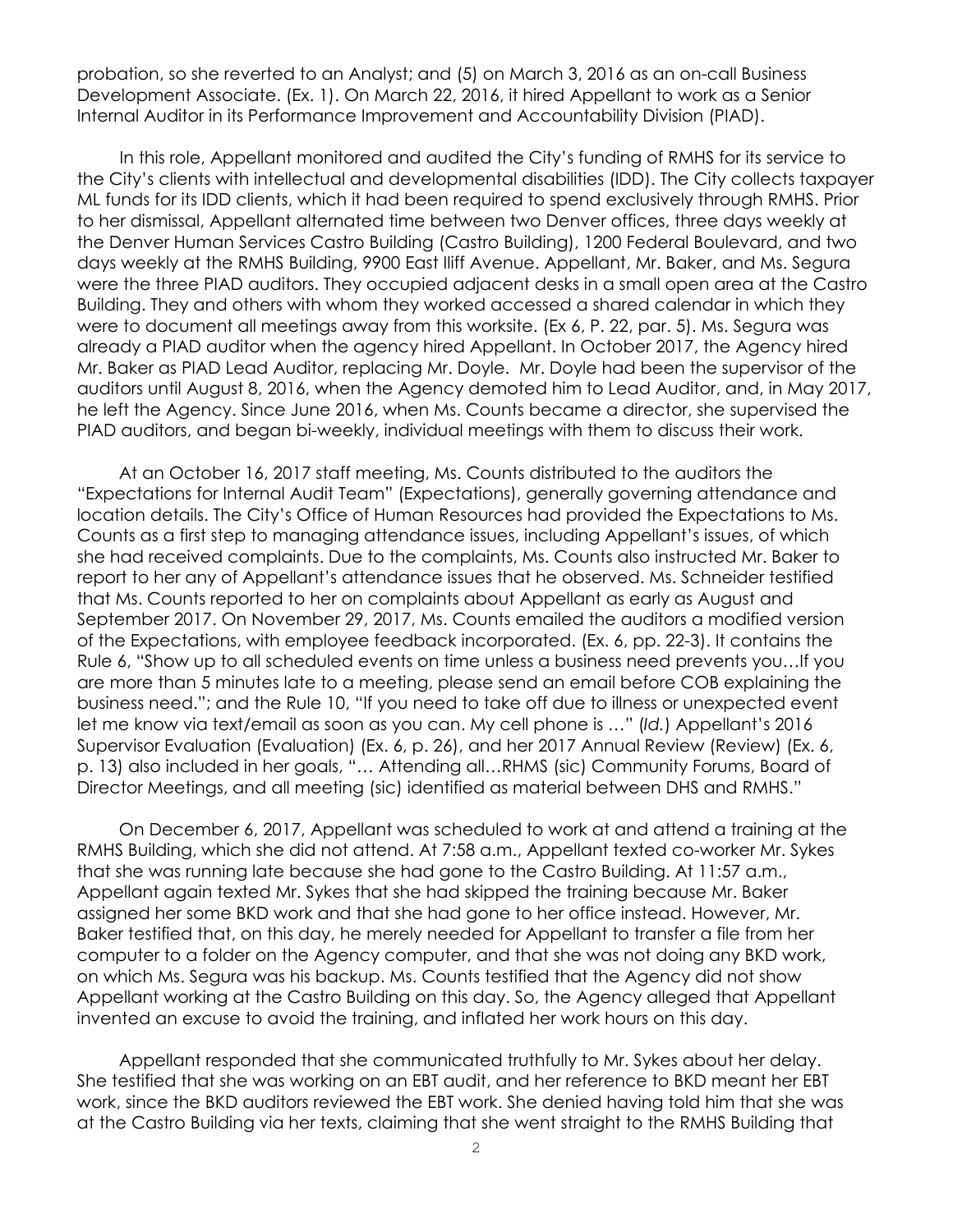probation, so she reverted to an Analyst; and (5) on March 3, 2016 as an on-call Business Development Associate. (Ex. 1). On March 22, 2016, it hired Appellant to work as a Senior Internal Auditor in its Performance Improvement and Accountability Division (PIAD).

In this role, Appellant monitored and audited the City's funding of RMHS for its service to the City's clients with intellectual and developmental disabilities (IDD). The City collects taxpayer ML funds for its IDD clients, which it had been required to spend exclusively through RMHS. Prior to her dismissal, Appellant alternated time between two Denver offices, three days weekly at the Denver Human Services Castro Building (Castro Building), 1200 Federal Boulevard, and two days weekly at the RMHS Building, 9900 East Iliff Avenue. Appellant, Mr. Baker, and Ms. Segura were the three PIAD auditors. They occupied adjacent desks in a small open area at the Castro Building. They and others with whom they worked accessed a shared calendar in which they were to document all meetings away from this worksite. (Ex 6, P. 22, par. 5). Ms. Segura was already a PIAD auditor when the agency hired Appellant. In October 2017, the Agency hired Mr. Baker as PIAD Lead Auditor, replacing Mr. Doyle. Mr. Doyle had been the supervisor of the auditors until August 8, 2016, when the Agency demoted him to Lead Auditor, and, in May 2017, he left the Agency. Since June 2016, when Ms. Counts became a director, she supervised the PIAD auditors, and began bi-weekly, individual meetings with them to discuss their work.

At an October 16, 2017 staff meeting, Ms. Counts distributed to the auditors the "Expectations for Internal Audit Team" (Expectations), generally governing attendance and location details. The City's Office of Human Resources had provided the Expectations to Ms. Counts as a first step to managing attendance issues, including Appellant's issues, of which she had received complaints. Due to the complaints, Ms. Counts also instructed Mr. Baker to report to her any of Appellant's attendance issues that he observed. Ms. Schneider testified that Ms. Counts reported to her on complaints about Appellant as early as August and September 2017. On November 29, 2017, Ms. Counts emailed the auditors a modified version of the Expectations, with employee feedback incorporated. (Ex. 6, pp. 22-3). It contains the Rule 6, "Show up to all scheduled events on time unless a business need prevents you…If you are more than 5 minutes late to a meeting, please send an email before COB explaining the business need."; and the Rule 10, "If you need to take off due to illness or unexpected event let me know via text/email as soon as you can. My cell phone is …" (*Id.*) Appellant's 2016 Supervisor Evaluation (Evaluation) (Ex. 6, p. 26), and her 2017 Annual Review (Review) (Ex. 6, p. 13) also included in her goals, "… Attending all…RHMS (sic) Community Forums, Board of Director Meetings, and all meeting (sic) identified as material between DHS and RMHS."

On December 6, 2017, Appellant was scheduled to work at and attend a training at the RMHS Building, which she did not attend. At 7:58 a.m., Appellant texted co-worker Mr. Sykes that she was running late because she had gone to the Castro Building. At 11:57 a.m., Appellant again texted Mr. Sykes that she had skipped the training because Mr. Baker assigned her some BKD work and that she had gone to her office instead. However, Mr. Baker testified that, on this day, he merely needed for Appellant to transfer a file from her computer to a folder on the Agency computer, and that she was not doing any BKD work, on which Ms. Segura was his backup. Ms. Counts testified that the Agency did not show Appellant working at the Castro Building on this day. So, the Agency alleged that Appellant invented an excuse to avoid the training, and inflated her work hours on this day.

Appellant responded that she communicated truthfully to Mr. Sykes about her delay. She testified that she was working on an EBT audit, and her reference to BKD meant her EBT work, since the BKD auditors reviewed the EBT work. She denied having told him that she was at the Castro Building via her texts, claiming that she went straight to the RMHS Building that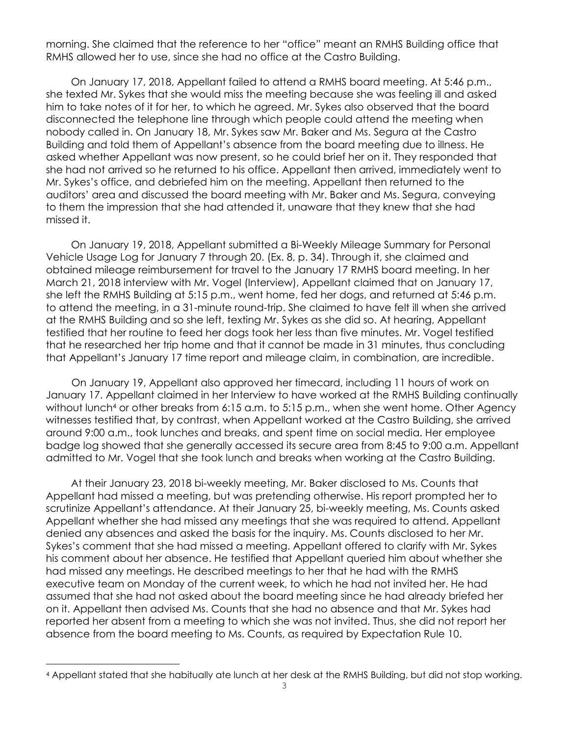morning. She claimed that the reference to her "office" meant an RMHS Building office that RMHS allowed her to use, since she had no office at the Castro Building.

On January 17, 2018, Appellant failed to attend a RMHS board meeting. At 5:46 p.m., she texted Mr. Sykes that she would miss the meeting because she was feeling ill and asked him to take notes of it for her, to which he agreed. Mr. Sykes also observed that the board disconnected the telephone line through which people could attend the meeting when nobody called in. On January 18, Mr. Sykes saw Mr. Baker and Ms. Segura at the Castro Building and told them of Appellant's absence from the board meeting due to illness. He asked whether Appellant was now present, so he could brief her on it. They responded that she had not arrived so he returned to his office. Appellant then arrived, immediately went to Mr. Sykes's office, and debriefed him on the meeting. Appellant then returned to the auditors' area and discussed the board meeting with Mr. Baker and Ms. Segura, conveying to them the impression that she had attended it, unaware that they knew that she had missed it.

On January 19, 2018, Appellant submitted a Bi-Weekly Mileage Summary for Personal Vehicle Usage Log for January 7 through 20. (Ex. 8, p. 34). Through it, she claimed and obtained mileage reimbursement for travel to the January 17 RMHS board meeting. In her March 21, 2018 interview with Mr. Vogel (Interview), Appellant claimed that on January 17, she left the RMHS Building at 5:15 p.m., went home, fed her dogs, and returned at 5:46 p.m. to attend the meeting, in a 31-minute round-trip. She claimed to have felt ill when she arrived at the RMHS Building and so she left, texting Mr. Sykes as she did so. At hearing, Appellant testified that her routine to feed her dogs took her less than five minutes. Mr. Vogel testified that he researched her trip home and that it cannot be made in 31 minutes, thus concluding that Appellant's January 17 time report and mileage claim, in combination, are incredible.

On January 19, Appellant also approved her timecard, including 11 hours of work on January 17. Appellant claimed in her Interview to have worked at the RMHS Building continually without lunch[4] or other breaks from 6:15 a.m. to 5:15 p.m., when she went home. Other Agency witnesses testified that, by contrast, when Appellant worked at the Castro Building, she arrived around 9:00 a.m., took lunches and breaks, and spent time on social media. Her employee badge log showed that she generally accessed its secure area from 8:45 to 9:00 a.m. Appellant admitted to Mr. Vogel that she took lunch and breaks when working at the Castro Building.

At their January 23, 2018 bi-weekly meeting, Mr. Baker disclosed to Ms. Counts that Appellant had missed a meeting, but was pretending otherwise. His report prompted her to scrutinize Appellant's attendance. At their January 25, bi-weekly meeting, Ms. Counts asked Appellant whether she had missed any meetings that she was required to attend. Appellant denied any absences and asked the basis for the inquiry. Ms. Counts disclosed to her Mr. Sykes's comment that she had missed a meeting. Appellant offered to clarify with Mr. Sykes his comment about her absence. He testified that Appellant queried him about whether she had missed any meetings. He described meetings to her that he had with the RMHS executive team on Monday of the current week, to which he had not invited her. He had assumed that she had not asked about the board meeting since he had already briefed her on it. Appellant then advised Ms. Counts that she had no absence and that Mr. Sykes had reported her absent from a meeting to which she was not invited. Thus, she did not report her absence from the board meeting to Ms. Counts, as required by Expectation Rule 10.

---

[4] Appellant stated that she habitually ate lunch at her desk at the RMHS Building, but did not stop working.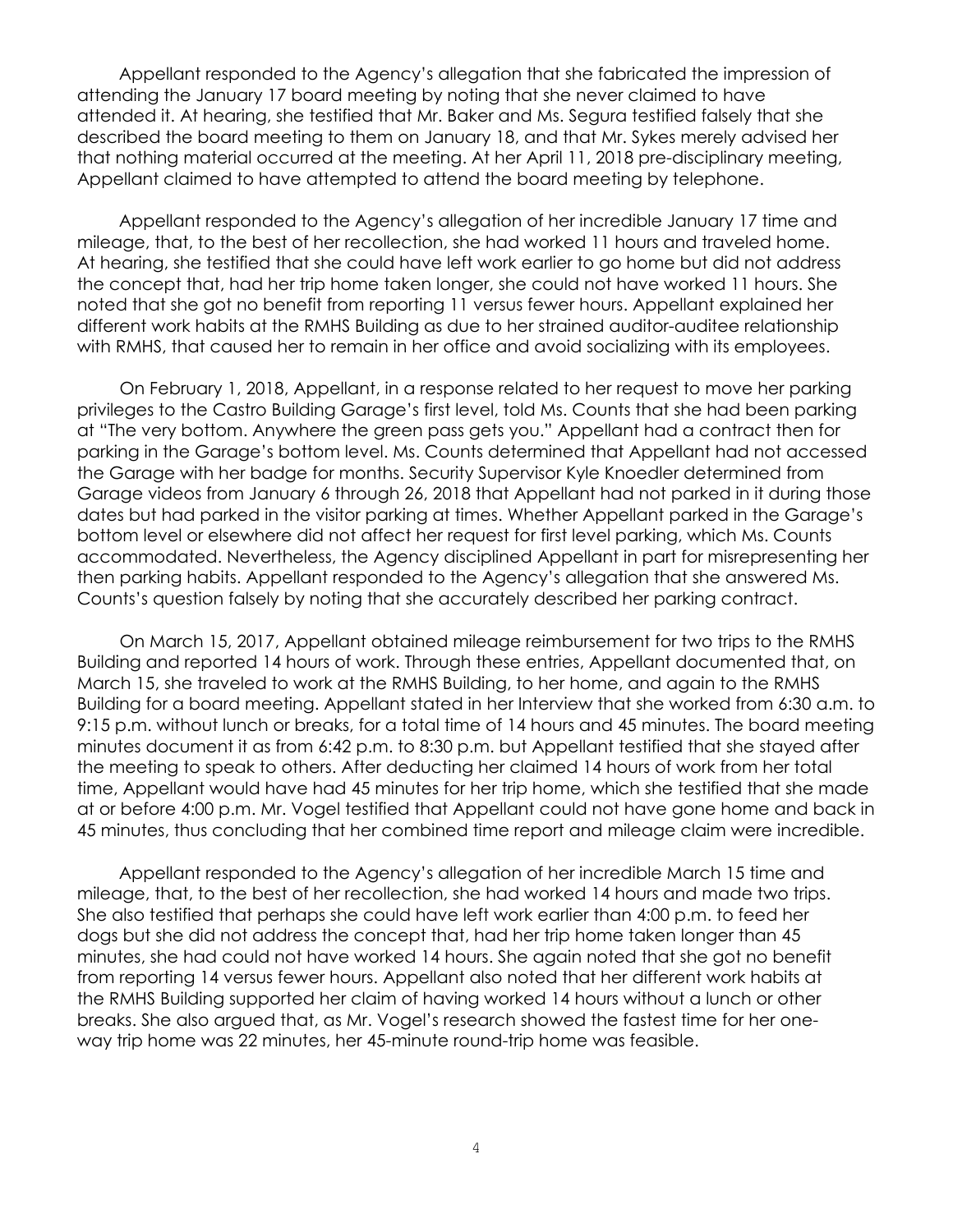Appellant responded to the Agency's allegation that she fabricated the impression of attending the January 17 board meeting by noting that she never claimed to have attended it. At hearing, she testified that Mr. Baker and Ms. Segura testified falsely that she described the board meeting to them on January 18, and that Mr. Sykes merely advised her that nothing material occurred at the meeting. At her April 11, 2018 pre-disciplinary meeting, Appellant claimed to have attempted to attend the board meeting by telephone.

Appellant responded to the Agency's allegation of her incredible January 17 time and mileage, that, to the best of her recollection, she had worked 11 hours and traveled home. At hearing, she testified that she could have left work earlier to go home but did not address the concept that, had her trip home taken longer, she could not have worked 11 hours. She noted that she got no benefit from reporting 11 versus fewer hours. Appellant explained her different work habits at the RMHS Building as due to her strained auditor-auditee relationship with RMHS, that caused her to remain in her office and avoid socializing with its employees.

On February 1, 2018, Appellant, in a response related to her request to move her parking privileges to the Castro Building Garage's first level, told Ms. Counts that she had been parking at "The very bottom. Anywhere the green pass gets you." Appellant had a contract then for parking in the Garage's bottom level. Ms. Counts determined that Appellant had not accessed the Garage with her badge for months. Security Supervisor Kyle Knoedler determined from Garage videos from January 6 through 26, 2018 that Appellant had not parked in it during those dates but had parked in the visitor parking at times. Whether Appellant parked in the Garage's bottom level or elsewhere did not affect her request for first level parking, which Ms. Counts accommodated. Nevertheless, the Agency disciplined Appellant in part for misrepresenting her then parking habits. Appellant responded to the Agency's allegation that she answered Ms. Counts's question falsely by noting that she accurately described her parking contract.

On March 15, 2017, Appellant obtained mileage reimbursement for two trips to the RMHS Building and reported 14 hours of work. Through these entries, Appellant documented that, on March 15, she traveled to work at the RMHS Building, to her home, and again to the RMHS Building for a board meeting. Appellant stated in her Interview that she worked from 6:30 a.m. to 9:15 p.m. without lunch or breaks, for a total time of 14 hours and 45 minutes. The board meeting minutes document it as from 6:42 p.m. to 8:30 p.m. but Appellant testified that she stayed after the meeting to speak to others. After deducting her claimed 14 hours of work from her total time, Appellant would have had 45 minutes for her trip home, which she testified that she made at or before 4:00 p.m. Mr. Vogel testified that Appellant could not have gone home and back in 45 minutes, thus concluding that her combined time report and mileage claim were incredible.

Appellant responded to the Agency's allegation of her incredible March 15 time and mileage, that, to the best of her recollection, she had worked 14 hours and made two trips. She also testified that perhaps she could have left work earlier than 4:00 p.m. to feed her dogs but she did not address the concept that, had her trip home taken longer than 45 minutes, she had could not have worked 14 hours. She again noted that she got no benefit from reporting 14 versus fewer hours. Appellant also noted that her different work habits at the RMHS Building supported her claim of having worked 14 hours without a lunch or other breaks. She also argued that, as Mr. Vogel's research showed the fastest time for her one-way trip home was 22 minutes, her 45-minute round-trip home was feasible.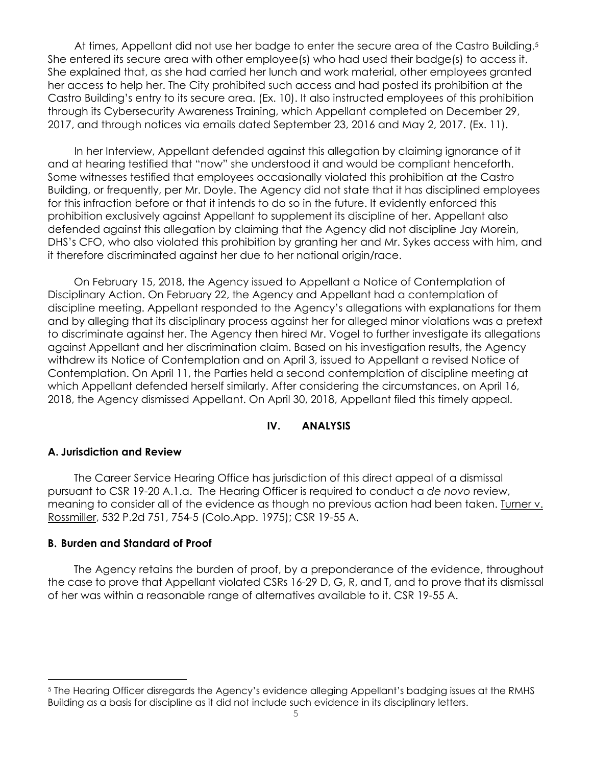At times, Appellant did not use her badge to enter the secure area of the Castro Building.[5] She entered its secure area with other employee(s) who had used their badge(s) to access it. She explained that, as she had carried her lunch and work material, other employees granted her access to help her. The City prohibited such access and had posted its prohibition at the Castro Building's entry to its secure area. (Ex. 10). It also instructed employees of this prohibition through its Cybersecurity Awareness Training, which Appellant completed on December 29, 2017, and through notices via emails dated September 23, 2016 and May 2, 2017. (Ex. 11).

In her Interview, Appellant defended against this allegation by claiming ignorance of it and at hearing testified that "now" she understood it and would be compliant henceforth. Some witnesses testified that employees occasionally violated this prohibition at the Castro Building, or frequently, per Mr. Doyle. The Agency did not state that it has disciplined employees for this infraction before or that it intends to do so in the future. It evidently enforced this prohibition exclusively against Appellant to supplement its discipline of her. Appellant also defended against this allegation by claiming that the Agency did not discipline Jay Morein, DHS's CFO, who also violated this prohibition by granting her and Mr. Sykes access with him, and it therefore discriminated against her due to her national origin/race.

On February 15, 2018, the Agency issued to Appellant a Notice of Contemplation of Disciplinary Action. On February 22, the Agency and Appellant had a contemplation of discipline meeting. Appellant responded to the Agency's allegations with explanations for them and by alleging that its disciplinary process against her for alleged minor violations was a pretext to discriminate against her. The Agency then hired Mr. Vogel to further investigate its allegations against Appellant and her discrimination claim. Based on his investigation results, the Agency withdrew its Notice of Contemplation and on April 3, issued to Appellant a revised Notice of Contemplation. On April 11, the Parties held a second contemplation of discipline meeting at which Appellant defended herself similarly. After considering the circumstances, on April 16, 2018, the Agency dismissed Appellant. On April 30, 2018, Appellant filed this timely appeal.

## IV. ANALYSIS

### A. Jurisdiction and Review

The Career Service Hearing Office has jurisdiction of this direct appeal of a dismissal pursuant to CSR 19-20 A.1.a. The Hearing Officer is required to conduct a *de novo* review, meaning to consider all of the evidence as though no previous action had been taken. Turner v. Rossmiller, 532 P.2d 751, 754-5 (Colo.App. 1975); CSR 19-55 A.

### B. Burden and Standard of Proof

The Agency retains the burden of proof, by a preponderance of the evidence, throughout the case to prove that Appellant violated CSRs 16-29 D, G, R, and T, and to prove that its dismissal of her was within a reasonable range of alternatives available to it. CSR 19-55 A.

---

[5] The Hearing Officer disregards the Agency's evidence alleging Appellant's badging issues at the RMHS Building as a basis for discipline as it did not include such evidence in its disciplinary letters.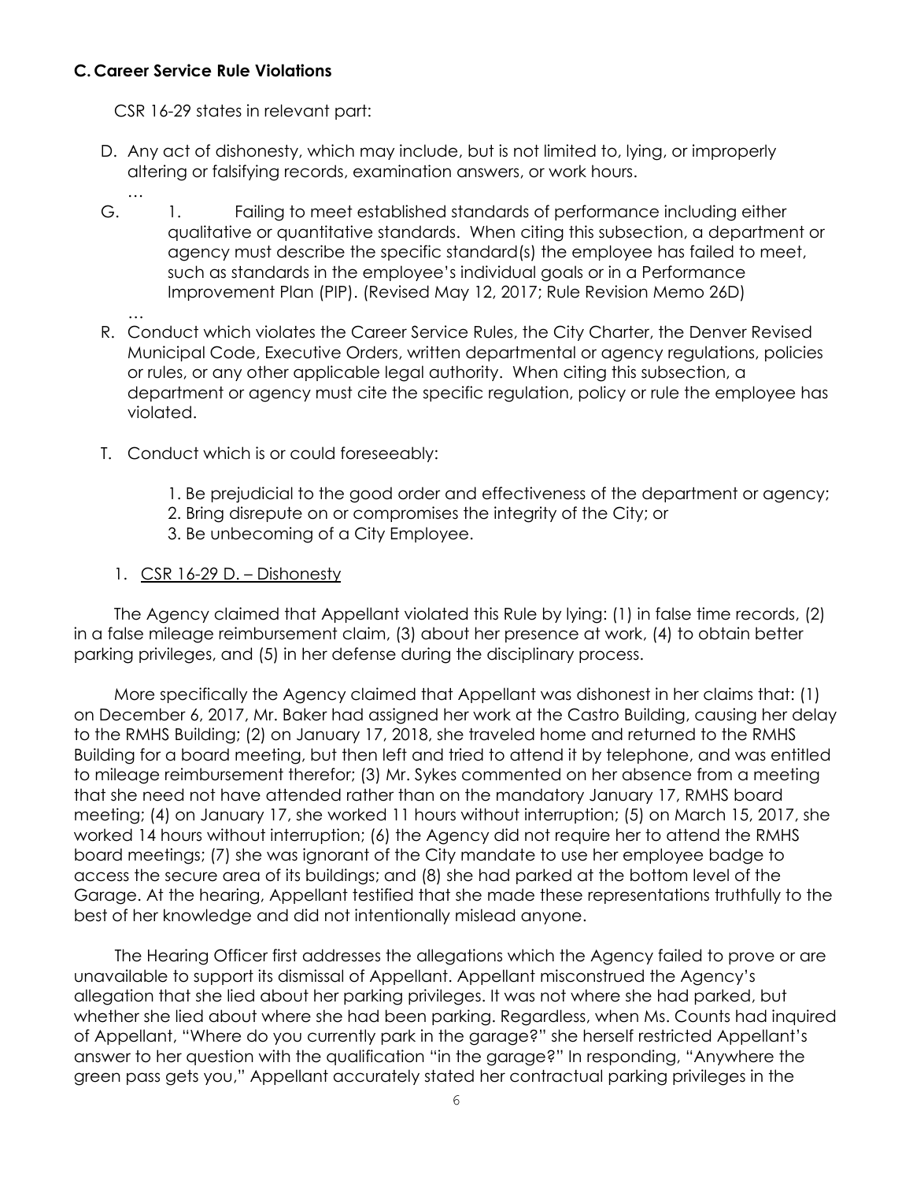### C. Career Service Rule Violations

CSR 16-29 states in relevant part:

D. Any act of dishonesty, which may include, but is not limited to, lying, or improperly altering or falsifying records, examination answers, or work hours.

…

G. 1. Failing to meet established standards of performance including either qualitative or quantitative standards. When citing this subsection, a department or agency must describe the specific standard(s) the employee has failed to meet, such as standards in the employee's individual goals or in a Performance Improvement Plan (PIP). (Revised May 12, 2017; Rule Revision Memo 26D)

…

R. Conduct which violates the Career Service Rules, the City Charter, the Denver Revised Municipal Code, Executive Orders, written departmental or agency regulations, policies or rules, or any other applicable legal authority. When citing this subsection, a department or agency must cite the specific regulation, policy or rule the employee has violated.

T. Conduct which is or could foreseeably:

1. Be prejudicial to the good order and effectiveness of the department or agency;
2. Bring disrepute on or compromises the integrity of the City; or
3. Be unbecoming of a City Employee.

1. <u>CSR 16-29 D. – Dishonesty</u>

The Agency claimed that Appellant violated this Rule by lying: (1) in false time records, (2) in a false mileage reimbursement claim, (3) about her presence at work, (4) to obtain better parking privileges, and (5) in her defense during the disciplinary process.

More specifically the Agency claimed that Appellant was dishonest in her claims that: (1) on December 6, 2017, Mr. Baker had assigned her work at the Castro Building, causing her delay to the RMHS Building; (2) on January 17, 2018, she traveled home and returned to the RMHS Building for a board meeting, but then left and tried to attend it by telephone, and was entitled to mileage reimbursement therefor; (3) Mr. Sykes commented on her absence from a meeting that she need not have attended rather than on the mandatory January 17, RMHS board meeting; (4) on January 17, she worked 11 hours without interruption; (5) on March 15, 2017, she worked 14 hours without interruption; (6) the Agency did not require her to attend the RMHS board meetings; (7) she was ignorant of the City mandate to use her employee badge to access the secure area of its buildings; and (8) she had parked at the bottom level of the Garage. At the hearing, Appellant testified that she made these representations truthfully to the best of her knowledge and did not intentionally mislead anyone.

The Hearing Officer first addresses the allegations which the Agency failed to prove or are unavailable to support its dismissal of Appellant. Appellant misconstrued the Agency's allegation that she lied about her parking privileges. It was not where she had parked, but whether she lied about where she had been parking. Regardless, when Ms. Counts had inquired of Appellant, "Where do you currently park in the garage?" she herself restricted Appellant's answer to her question with the qualification "in the garage?" In responding, "Anywhere the green pass gets you," Appellant accurately stated her contractual parking privileges in the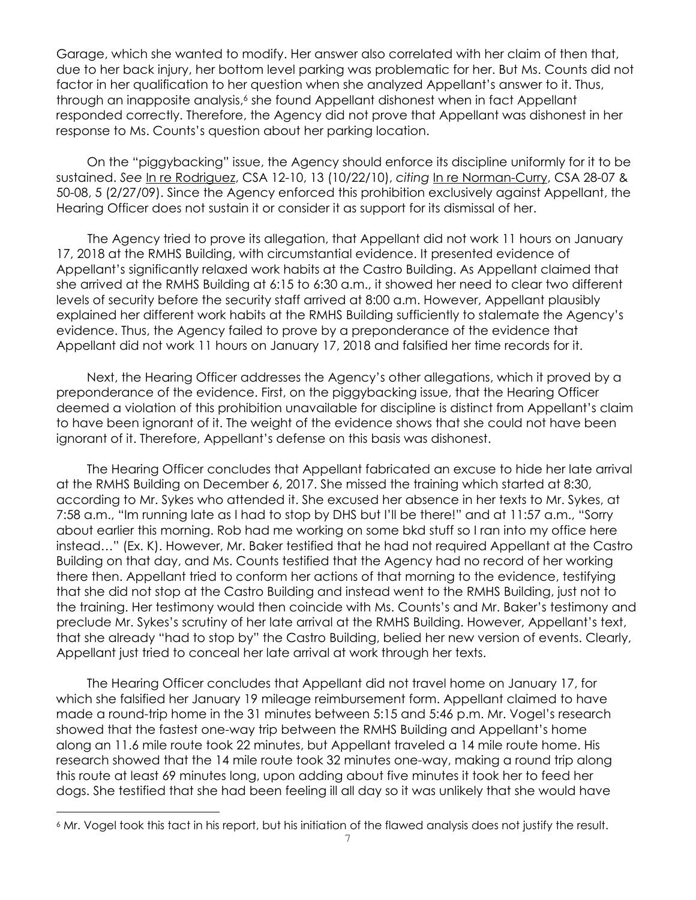Garage, which she wanted to modify. Her answer also correlated with her claim of then that, due to her back injury, her bottom level parking was problematic for her. But Ms. Counts did not factor in her qualification to her question when she analyzed Appellant's answer to it. Thus, through an inapposite analysis,[6] she found Appellant dishonest when in fact Appellant responded correctly. Therefore, the Agency did not prove that Appellant was dishonest in her response to Ms. Counts's question about her parking location.

On the "piggybacking" issue, the Agency should enforce its discipline uniformly for it to be sustained. *See* In re Rodriguez, CSA 12-10, 13 (10/22/10), *citing* In re Norman-Curry, CSA 28-07 & 50-08, 5 (2/27/09). Since the Agency enforced this prohibition exclusively against Appellant, the Hearing Officer does not sustain it or consider it as support for its dismissal of her.

The Agency tried to prove its allegation, that Appellant did not work 11 hours on January 17, 2018 at the RMHS Building, with circumstantial evidence. It presented evidence of Appellant's significantly relaxed work habits at the Castro Building. As Appellant claimed that she arrived at the RMHS Building at 6:15 to 6:30 a.m., it showed her need to clear two different levels of security before the security staff arrived at 8:00 a.m. However, Appellant plausibly explained her different work habits at the RMHS Building sufficiently to stalemate the Agency's evidence. Thus, the Agency failed to prove by a preponderance of the evidence that Appellant did not work 11 hours on January 17, 2018 and falsified her time records for it.

Next, the Hearing Officer addresses the Agency's other allegations, which it proved by a preponderance of the evidence. First, on the piggybacking issue, that the Hearing Officer deemed a violation of this prohibition unavailable for discipline is distinct from Appellant's claim to have been ignorant of it. The weight of the evidence shows that she could not have been ignorant of it. Therefore, Appellant's defense on this basis was dishonest.

The Hearing Officer concludes that Appellant fabricated an excuse to hide her late arrival at the RMHS Building on December 6, 2017. She missed the training which started at 8:30, according to Mr. Sykes who attended it. She excused her absence in her texts to Mr. Sykes, at 7:58 a.m., "Im running late as I had to stop by DHS but I'll be there!" and at 11:57 a.m., "Sorry about earlier this morning. Rob had me working on some bkd stuff so I ran into my office here instead…" (Ex. K). However, Mr. Baker testified that he had not required Appellant at the Castro Building on that day, and Ms. Counts testified that the Agency had no record of her working there then. Appellant tried to conform her actions of that morning to the evidence, testifying that she did not stop at the Castro Building and instead went to the RMHS Building, just not to the training. Her testimony would then coincide with Ms. Counts's and Mr. Baker's testimony and preclude Mr. Sykes's scrutiny of her late arrival at the RMHS Building. However, Appellant's text, that she already "had to stop by" the Castro Building, belied her new version of events. Clearly, Appellant just tried to conceal her late arrival at work through her texts.

The Hearing Officer concludes that Appellant did not travel home on January 17, for which she falsified her January 19 mileage reimbursement form. Appellant claimed to have made a round-trip home in the 31 minutes between 5:15 and 5:46 p.m. Mr. Vogel's research showed that the fastest one-way trip between the RMHS Building and Appellant's home along an 11.6 mile route took 22 minutes, but Appellant traveled a 14 mile route home. His research showed that the 14 mile route took 32 minutes one-way, making a round trip along this route at least 69 minutes long, upon adding about five minutes it took her to feed her dogs. She testified that she had been feeling ill all day so it was unlikely that she would have

[6] Mr. Vogel took this tact in his report, but his initiation of the flawed analysis does not justify the result.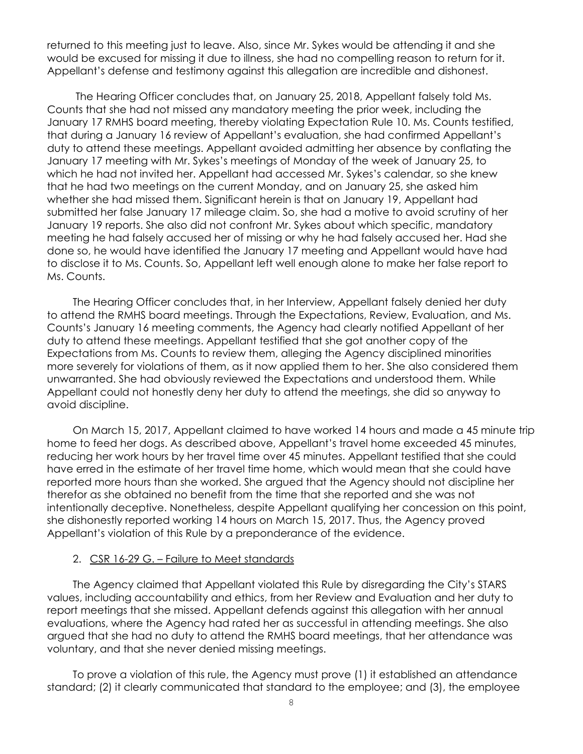returned to this meeting just to leave. Also, since Mr. Sykes would be attending it and she would be excused for missing it due to illness, she had no compelling reason to return for it. Appellant's defense and testimony against this allegation are incredible and dishonest.

The Hearing Officer concludes that, on January 25, 2018, Appellant falsely told Ms. Counts that she had not missed any mandatory meeting the prior week, including the January 17 RMHS board meeting, thereby violating Expectation Rule 10. Ms. Counts testified, that during a January 16 review of Appellant's evaluation, she had confirmed Appellant's duty to attend these meetings. Appellant avoided admitting her absence by conflating the January 17 meeting with Mr. Sykes's meetings of Monday of the week of January 25, to which he had not invited her. Appellant had accessed Mr. Sykes's calendar, so she knew that he had two meetings on the current Monday, and on January 25, she asked him whether she had missed them. Significant herein is that on January 19, Appellant had submitted her false January 17 mileage claim. So, she had a motive to avoid scrutiny of her January 19 reports. She also did not confront Mr. Sykes about which specific, mandatory meeting he had falsely accused her of missing or why he had falsely accused her. Had she done so, he would have identified the January 17 meeting and Appellant would have had to disclose it to Ms. Counts. So, Appellant left well enough alone to make her false report to Ms. Counts.

The Hearing Officer concludes that, in her Interview, Appellant falsely denied her duty to attend the RMHS board meetings. Through the Expectations, Review, Evaluation, and Ms. Counts's January 16 meeting comments, the Agency had clearly notified Appellant of her duty to attend these meetings. Appellant testified that she got another copy of the Expectations from Ms. Counts to review them, alleging the Agency disciplined minorities more severely for violations of them, as it now applied them to her. She also considered them unwarranted. She had obviously reviewed the Expectations and understood them. While Appellant could not honestly deny her duty to attend the meetings, she did so anyway to avoid discipline.

On March 15, 2017, Appellant claimed to have worked 14 hours and made a 45 minute trip home to feed her dogs. As described above, Appellant's travel home exceeded 45 minutes, reducing her work hours by her travel time over 45 minutes. Appellant testified that she could have erred in the estimate of her travel time home, which would mean that she could have reported more hours than she worked. She argued that the Agency should not discipline her therefor as she obtained no benefit from the time that she reported and she was not intentionally deceptive. Nonetheless, despite Appellant qualifying her concession on this point, she dishonestly reported working 14 hours on March 15, 2017. Thus, the Agency proved Appellant's violation of this Rule by a preponderance of the evidence.

2. <u>CSR 16-29 G. – Failure to Meet standards</u>

The Agency claimed that Appellant violated this Rule by disregarding the City's STARS values, including accountability and ethics, from her Review and Evaluation and her duty to report meetings that she missed. Appellant defends against this allegation with her annual evaluations, where the Agency had rated her as successful in attending meetings. She also argued that she had no duty to attend the RMHS board meetings, that her attendance was voluntary, and that she never denied missing meetings.

To prove a violation of this rule, the Agency must prove (1) it established an attendance standard; (2) it clearly communicated that standard to the employee; and (3), the employee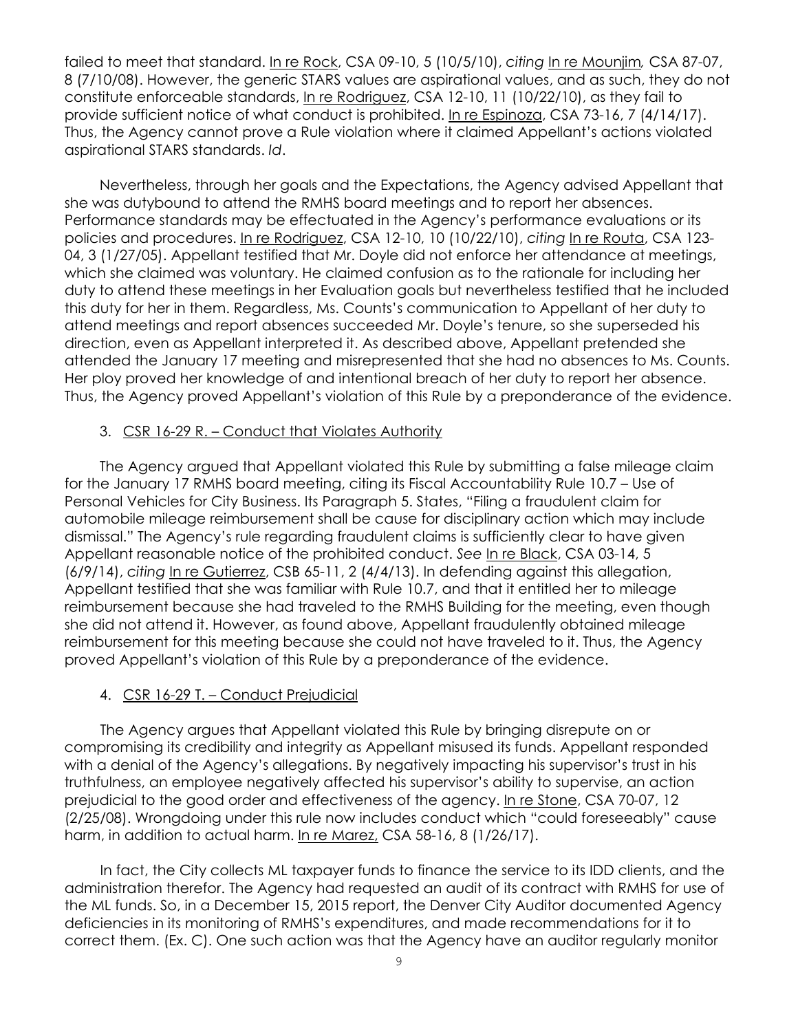failed to meet that standard. In re Rock, CSA 09-10, 5 (10/5/10), *citing* In re Mounjim*,* CSA 87-07, 8 (7/10/08). However, the generic STARS values are aspirational values, and as such, they do not constitute enforceable standards, In re Rodriguez, CSA 12-10, 11 (10/22/10), as they fail to provide sufficient notice of what conduct is prohibited. In re Espinoza, CSA 73-16, 7 (4/14/17). Thus, the Agency cannot prove a Rule violation where it claimed Appellant's actions violated aspirational STARS standards. *Id*.

Nevertheless, through her goals and the Expectations, the Agency advised Appellant that she was dutybound to attend the RMHS board meetings and to report her absences. Performance standards may be effectuated in the Agency's performance evaluations or its policies and procedures. In re Rodriguez, CSA 12-10, 10 (10/22/10), *citing* In re Routa, CSA 123-04, 3 (1/27/05). Appellant testified that Mr. Doyle did not enforce her attendance at meetings, which she claimed was voluntary. He claimed confusion as to the rationale for including her duty to attend these meetings in her Evaluation goals but nevertheless testified that he included this duty for her in them. Regardless, Ms. Counts's communication to Appellant of her duty to attend meetings and report absences succeeded Mr. Doyle's tenure, so she superseded his direction, even as Appellant interpreted it. As described above, Appellant pretended she attended the January 17 meeting and misrepresented that she had no absences to Ms. Counts. Her ploy proved her knowledge of and intentional breach of her duty to report her absence. Thus, the Agency proved Appellant's violation of this Rule by a preponderance of the evidence.

3. CSR 16-29 R. – Conduct that Violates Authority

The Agency argued that Appellant violated this Rule by submitting a false mileage claim for the January 17 RMHS board meeting, citing its Fiscal Accountability Rule 10.7 – Use of Personal Vehicles for City Business. Its Paragraph 5. States, "Filing a fraudulent claim for automobile mileage reimbursement shall be cause for disciplinary action which may include dismissal." The Agency's rule regarding fraudulent claims is sufficiently clear to have given Appellant reasonable notice of the prohibited conduct. *See* In re Black, CSA 03-14, 5 (6/9/14), *citing* In re Gutierrez, CSB 65-11, 2 (4/4/13). In defending against this allegation, Appellant testified that she was familiar with Rule 10.7, and that it entitled her to mileage reimbursement because she had traveled to the RMHS Building for the meeting, even though she did not attend it. However, as found above, Appellant fraudulently obtained mileage reimbursement for this meeting because she could not have traveled to it. Thus, the Agency proved Appellant's violation of this Rule by a preponderance of the evidence.

4. CSR 16-29 T. – Conduct Prejudicial

The Agency argues that Appellant violated this Rule by bringing disrepute on or compromising its credibility and integrity as Appellant misused its funds. Appellant responded with a denial of the Agency's allegations. By negatively impacting his supervisor's trust in his truthfulness, an employee negatively affected his supervisor's ability to supervise, an action prejudicial to the good order and effectiveness of the agency. In re Stone, CSA 70-07, 12 (2/25/08). Wrongdoing under this rule now includes conduct which "could foreseeably" cause harm, in addition to actual harm. In re Marez, CSA 58-16, 8 (1/26/17).

In fact, the City collects ML taxpayer funds to finance the service to its IDD clients, and the administration therefor. The Agency had requested an audit of its contract with RMHS for use of the ML funds. So, in a December 15, 2015 report, the Denver City Auditor documented Agency deficiencies in its monitoring of RMHS's expenditures, and made recommendations for it to correct them. (Ex. C). One such action was that the Agency have an auditor regularly monitor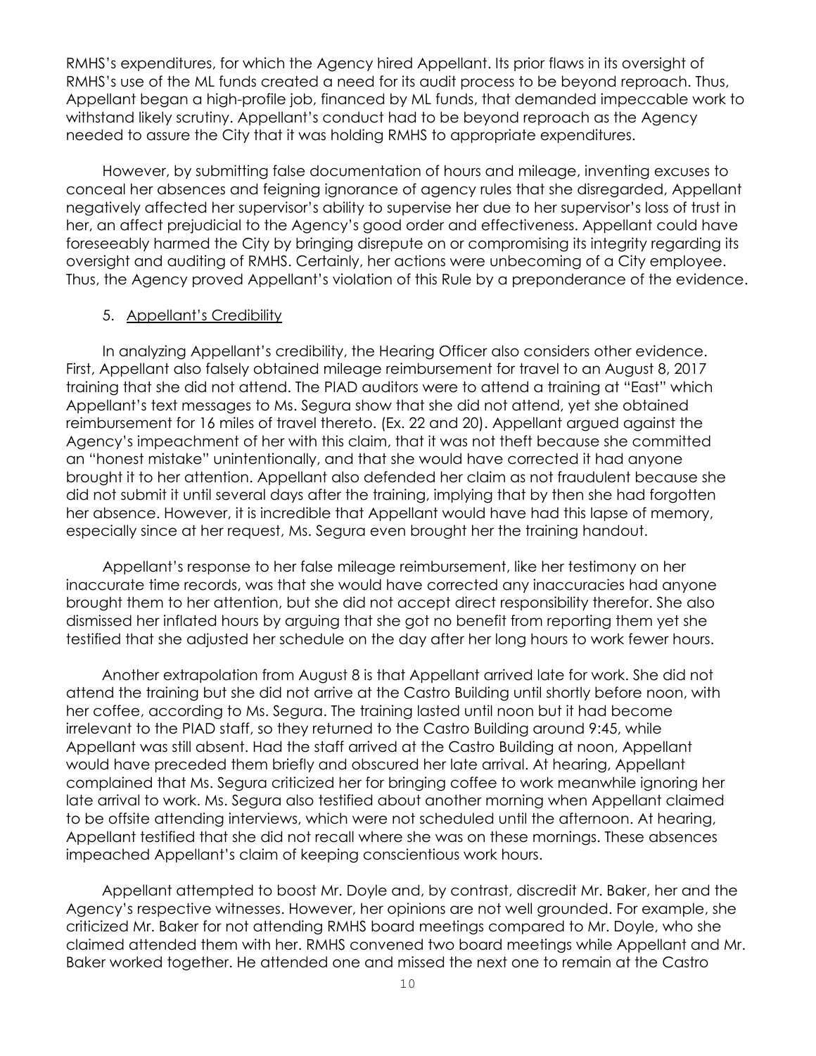RMHS's expenditures, for which the Agency hired Appellant. Its prior flaws in its oversight of RMHS's use of the ML funds created a need for its audit process to be beyond reproach. Thus, Appellant began a high-profile job, financed by ML funds, that demanded impeccable work to withstand likely scrutiny. Appellant's conduct had to be beyond reproach as the Agency needed to assure the City that it was holding RMHS to appropriate expenditures.

However, by submitting false documentation of hours and mileage, inventing excuses to conceal her absences and feigning ignorance of agency rules that she disregarded, Appellant negatively affected her supervisor's ability to supervise her due to her supervisor's loss of trust in her, an affect prejudicial to the Agency's good order and effectiveness. Appellant could have foreseeably harmed the City by bringing disrepute on or compromising its integrity regarding its oversight and auditing of RMHS. Certainly, her actions were unbecoming of a City employee. Thus, the Agency proved Appellant's violation of this Rule by a preponderance of the evidence.

5. Appellant's Credibility

In analyzing Appellant's credibility, the Hearing Officer also considers other evidence. First, Appellant also falsely obtained mileage reimbursement for travel to an August 8, 2017 training that she did not attend. The PIAD auditors were to attend a training at "East" which Appellant's text messages to Ms. Segura show that she did not attend, yet she obtained reimbursement for 16 miles of travel thereto. (Ex. 22 and 20). Appellant argued against the Agency's impeachment of her with this claim, that it was not theft because she committed an "honest mistake" unintentionally, and that she would have corrected it had anyone brought it to her attention. Appellant also defended her claim as not fraudulent because she did not submit it until several days after the training, implying that by then she had forgotten her absence. However, it is incredible that Appellant would have had this lapse of memory, especially since at her request, Ms. Segura even brought her the training handout.

Appellant's response to her false mileage reimbursement, like her testimony on her inaccurate time records, was that she would have corrected any inaccuracies had anyone brought them to her attention, but she did not accept direct responsibility therefor. She also dismissed her inflated hours by arguing that she got no benefit from reporting them yet she testified that she adjusted her schedule on the day after her long hours to work fewer hours.

Another extrapolation from August 8 is that Appellant arrived late for work. She did not attend the training but she did not arrive at the Castro Building until shortly before noon, with her coffee, according to Ms. Segura. The training lasted until noon but it had become irrelevant to the PIAD staff, so they returned to the Castro Building around 9:45, while Appellant was still absent. Had the staff arrived at the Castro Building at noon, Appellant would have preceded them briefly and obscured her late arrival. At hearing, Appellant complained that Ms. Segura criticized her for bringing coffee to work meanwhile ignoring her late arrival to work. Ms. Segura also testified about another morning when Appellant claimed to be offsite attending interviews, which were not scheduled until the afternoon. At hearing, Appellant testified that she did not recall where she was on these mornings. These absences impeached Appellant's claim of keeping conscientious work hours.

Appellant attempted to boost Mr. Doyle and, by contrast, discredit Mr. Baker, her and the Agency's respective witnesses. However, her opinions are not well grounded. For example, she criticized Mr. Baker for not attending RMHS board meetings compared to Mr. Doyle, who she claimed attended them with her. RMHS convened two board meetings while Appellant and Mr. Baker worked together. He attended one and missed the next one to remain at the Castro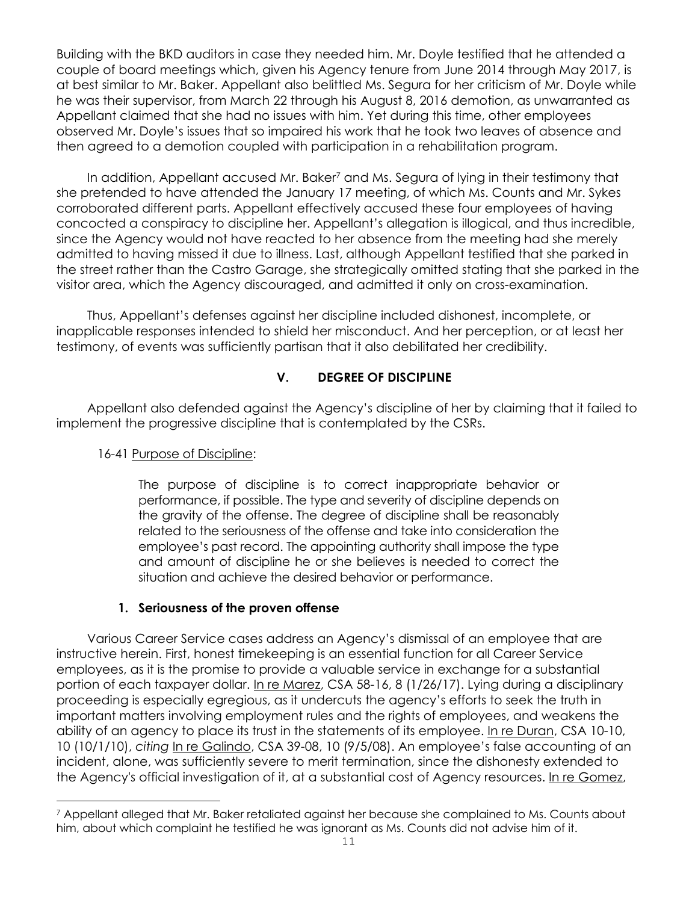Building with the BKD auditors in case they needed him. Mr. Doyle testified that he attended a couple of board meetings which, given his Agency tenure from June 2014 through May 2017, is at best similar to Mr. Baker. Appellant also belittled Ms. Segura for her criticism of Mr. Doyle while he was their supervisor, from March 22 through his August 8, 2016 demotion, as unwarranted as Appellant claimed that she had no issues with him. Yet during this time, other employees observed Mr. Doyle's issues that so impaired his work that he took two leaves of absence and then agreed to a demotion coupled with participation in a rehabilitation program.

In addition, Appellant accused Mr. Baker[7] and Ms. Segura of lying in their testimony that she pretended to have attended the January 17 meeting, of which Ms. Counts and Mr. Sykes corroborated different parts. Appellant effectively accused these four employees of having concocted a conspiracy to discipline her. Appellant's allegation is illogical, and thus incredible, since the Agency would not have reacted to her absence from the meeting had she merely admitted to having missed it due to illness. Last, although Appellant testified that she parked in the street rather than the Castro Garage, she strategically omitted stating that she parked in the visitor area, which the Agency discouraged, and admitted it only on cross-examination.

Thus, Appellant's defenses against her discipline included dishonest, incomplete, or inapplicable responses intended to shield her misconduct. And her perception, or at least her testimony, of events was sufficiently partisan that it also debilitated her credibility.

## V. DEGREE OF DISCIPLINE

Appellant also defended against the Agency's discipline of her by claiming that it failed to implement the progressive discipline that is contemplated by the CSRs.

16-41 Purpose of Discipline:

> The purpose of discipline is to correct inappropriate behavior or performance, if possible. The type and severity of discipline depends on the gravity of the offense. The degree of discipline shall be reasonably related to the seriousness of the offense and take into consideration the employee's past record. The appointing authority shall impose the type and amount of discipline he or she believes is needed to correct the situation and achieve the desired behavior or performance.

### 1. Seriousness of the proven offense

Various Career Service cases address an Agency's dismissal of an employee that are instructive herein. First, honest timekeeping is an essential function for all Career Service employees, as it is the promise to provide a valuable service in exchange for a substantial portion of each taxpayer dollar. In re Marez, CSA 58-16, 8 (1/26/17). Lying during a disciplinary proceeding is especially egregious, as it undercuts the agency's efforts to seek the truth in important matters involving employment rules and the rights of employees, and weakens the ability of an agency to place its trust in the statements of its employee. In re Duran, CSA 10-10, 10 (10/1/10), *citing* In re Galindo, CSA 39-08, 10 (9/5/08). An employee's false accounting of an incident, alone, was sufficiently severe to merit termination, since the dishonesty extended to the Agency's official investigation of it, at a substantial cost of Agency resources. In re Gomez,

[7] Appellant alleged that Mr. Baker retaliated against her because she complained to Ms. Counts about him, about which complaint he testified he was ignorant as Ms. Counts did not advise him of it.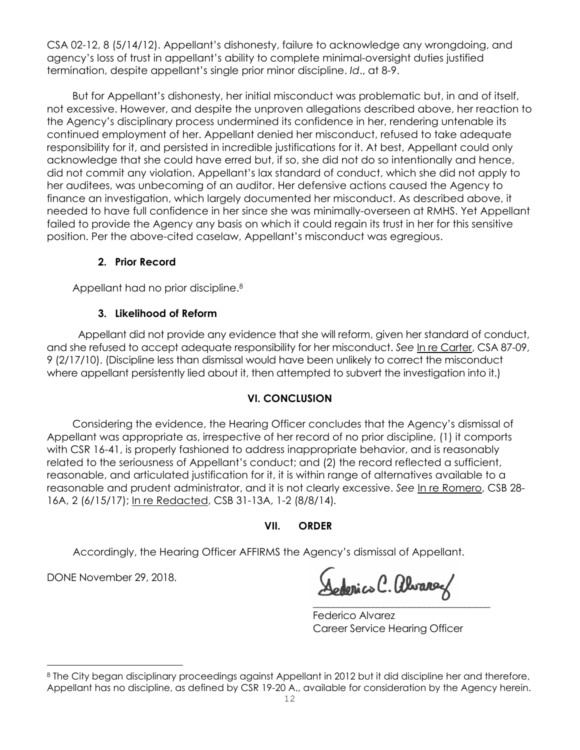CSA 02-12, 8 (5/14/12). Appellant's dishonesty, failure to acknowledge any wrongdoing, and agency's loss of trust in appellant's ability to complete minimal-oversight duties justified termination, despite appellant's single prior minor discipline. *Id*., at 8-9.

But for Appellant's dishonesty, her initial misconduct was problematic but, in and of itself, not excessive. However, and despite the unproven allegations described above, her reaction to the Agency's disciplinary process undermined its confidence in her, rendering untenable its continued employment of her. Appellant denied her misconduct, refused to take adequate responsibility for it, and persisted in incredible justifications for it. At best, Appellant could only acknowledge that she could have erred but, if so, she did not do so intentionally and hence, did not commit any violation. Appellant's lax standard of conduct, which she did not apply to her auditees, was unbecoming of an auditor. Her defensive actions caused the Agency to finance an investigation, which largely documented her misconduct. As described above, it needed to have full confidence in her since she was minimally-overseen at RMHS. Yet Appellant failed to provide the Agency any basis on which it could regain its trust in her for this sensitive position. Per the above-cited caselaw, Appellant's misconduct was egregious.

### 2. Prior Record

Appellant had no prior discipline.[8]

### 3. Likelihood of Reform

Appellant did not provide any evidence that she will reform, given her standard of conduct, and she refused to accept adequate responsibility for her misconduct. *See* In re Carter, CSA 87-09, 9 (2/17/10). (Discipline less than dismissal would have been unlikely to correct the misconduct where appellant persistently lied about it, then attempted to subvert the investigation into it.)

## VI. CONCLUSION

Considering the evidence, the Hearing Officer concludes that the Agency's dismissal of Appellant was appropriate as, irrespective of her record of no prior discipline, (1) it comports with CSR 16-41, is properly fashioned to address inappropriate behavior, and is reasonably related to the seriousness of Appellant's conduct; and (2) the record reflected a sufficient, reasonable, and articulated justification for it, it is within range of alternatives available to a reasonable and prudent administrator, and it is not clearly excessive. *See* In re Romero, CSB 28-16A, 2 (6/15/17); In re Redacted, CSB 31-13A, 1-2 (8/8/14).

## VII. ORDER

Accordingly, the Hearing Officer AFFIRMS the Agency's dismissal of Appellant.

DONE November 29, 2018.

Federico Alvarez
Career Service Hearing Officer

[8] The City began disciplinary proceedings against Appellant in 2012 but it did discipline her and therefore, Appellant has no discipline, as defined by CSR 19-20 A., available for consideration by the Agency herein.